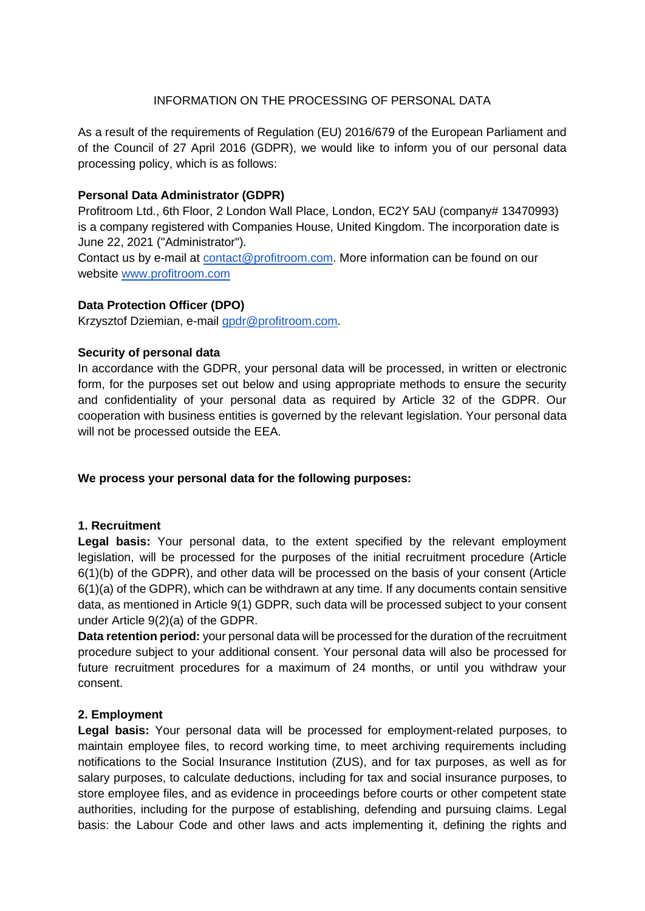# INFORMATION ON THE PROCESSING OF PERSONAL DATA

As a result of the requirements of Regulation (EU) 2016/679 of the European Parliament and of the Council of 27 April 2016 (GDPR), we would like to inform you of our personal data processing policy, which is as follows:

**Personal Data Administrator (GDPR)**

Profitroom Ltd., 6th Floor, 2 London Wall Place, London, EC2Y 5AU (company# 13470993) is a company registered with Companies House, United Kingdom. The incorporation date is June 22, 2021 ("Administrator").

Contact us by e-mail at contact@profitroom.com. More information can be found on our website www.profitroom.com

**Data Protection Officer (DPO)**

Krzysztof Dziemian, e-mail gpdr@profitroom.com.

**Security of personal data**

In accordance with the GDPR, your personal data will be processed, in written or electronic form, for the purposes set out below and using appropriate methods to ensure the security and confidentiality of your personal data as required by Article 32 of the GDPR. Our cooperation with business entities is governed by the relevant legislation. Your personal data will not be processed outside the EEA.

**We process your personal data for the following purposes:**

**1. Recruitment**

**Legal basis:** Your personal data, to the extent specified by the relevant employment legislation, will be processed for the purposes of the initial recruitment procedure (Article 6(1)(b) of the GDPR), and other data will be processed on the basis of your consent (Article 6(1)(a) of the GDPR), which can be withdrawn at any time. If any documents contain sensitive data, as mentioned in Article 9(1) GDPR, such data will be processed subject to your consent under Article 9(2)(a) of the GDPR.

**Data retention period:** your personal data will be processed for the duration of the recruitment procedure subject to your additional consent. Your personal data will also be processed for future recruitment procedures for a maximum of 24 months, or until you withdraw your consent.

**2. Employment**

**Legal basis:** Your personal data will be processed for employment-related purposes, to maintain employee files, to record working time, to meet archiving requirements including notifications to the Social Insurance Institution (ZUS), and for tax purposes, as well as for salary purposes, to calculate deductions, including for tax and social insurance purposes, to store employee files, and as evidence in proceedings before courts or other competent state authorities, including for the purpose of establishing, defending and pursuing claims. Legal basis: the Labour Code and other laws and acts implementing it, defining the rights and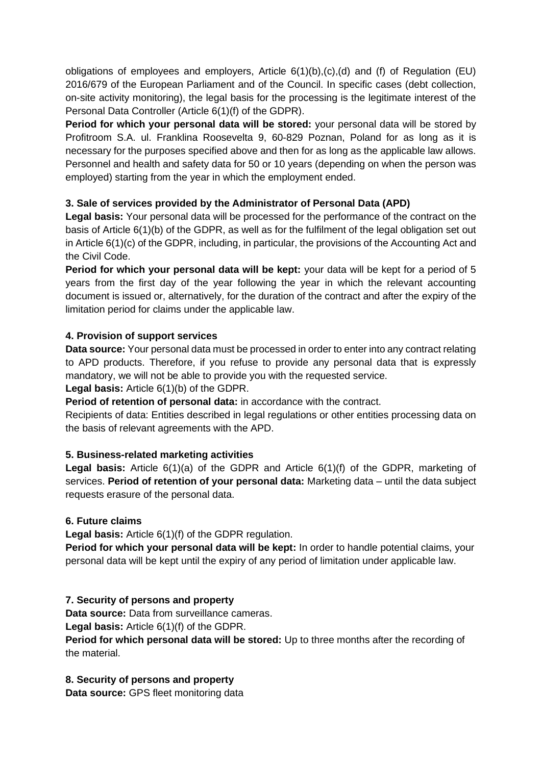obligations of employees and employers, Article 6(1)(b),(c),(d) and (f) of Regulation (EU) 2016/679 of the European Parliament and of the Council. In specific cases (debt collection, on-site activity monitoring), the legal basis for the processing is the legitimate interest of the Personal Data Controller (Article 6(1)(f) of the GDPR).

**Period for which your personal data will be stored:** your personal data will be stored by Profitroom S.A. ul. Franklina Roosevelta 9, 60-829 Poznan, Poland for as long as it is necessary for the purposes specified above and then for as long as the applicable law allows. Personnel and health and safety data for 50 or 10 years (depending on when the person was employed) starting from the year in which the employment ended.

**3. Sale of services provided by the Administrator of Personal Data (APD)**

**Legal basis:** Your personal data will be processed for the performance of the contract on the basis of Article 6(1)(b) of the GDPR, as well as for the fulfilment of the legal obligation set out in Article 6(1)(c) of the GDPR, including, in particular, the provisions of the Accounting Act and the Civil Code.

**Period for which your personal data will be kept:** your data will be kept for a period of 5 years from the first day of the year following the year in which the relevant accounting document is issued or, alternatively, for the duration of the contract and after the expiry of the limitation period for claims under the applicable law.

**4. Provision of support services**

**Data source:** Your personal data must be processed in order to enter into any contract relating to APD products. Therefore, if you refuse to provide any personal data that is expressly mandatory, we will not be able to provide you with the requested service.

**Legal basis:** Article 6(1)(b) of the GDPR.

**Period of retention of personal data:** in accordance with the contract.

Recipients of data: Entities described in legal regulations or other entities processing data on the basis of relevant agreements with the APD.

**5. Business-related marketing activities**

**Legal basis:** Article 6(1)(a) of the GDPR and Article 6(1)(f) of the GDPR, marketing of services. **Period of retention of your personal data:** Marketing data – until the data subject requests erasure of the personal data.

**6. Future claims**

**Legal basis:** Article 6(1)(f) of the GDPR regulation.

**Period for which your personal data will be kept:** In order to handle potential claims, your personal data will be kept until the expiry of any period of limitation under applicable law.

**7. Security of persons and property**

**Data source:** Data from surveillance cameras.

**Legal basis:** Article 6(1)(f) of the GDPR.

**Period for which personal data will be stored:** Up to three months after the recording of the material.

**8. Security of persons and property**

**Data source:** GPS fleet monitoring data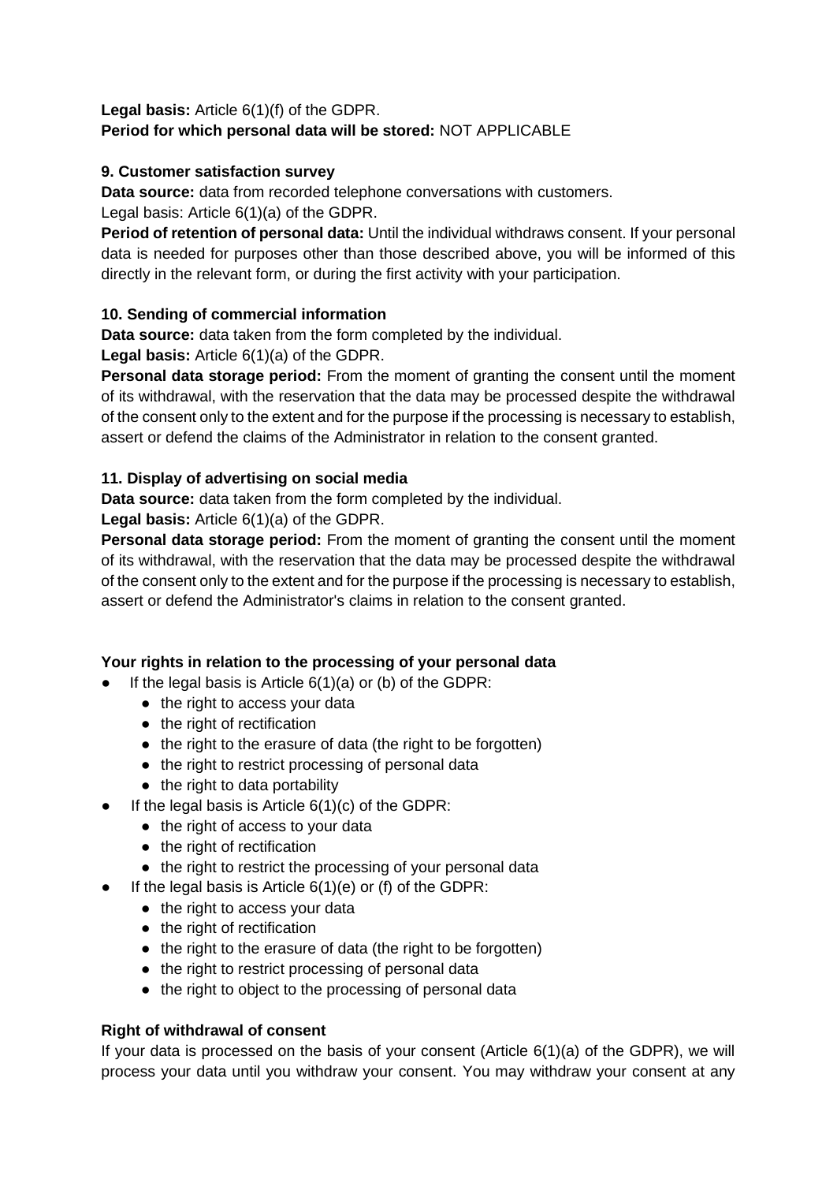**Legal basis:** Article 6(1)(f) of the GDPR.
**Period for which personal data will be stored:** NOT APPLICABLE

**9. Customer satisfaction survey**

**Data source:** data from recorded telephone conversations with customers.
Legal basis: Article 6(1)(a) of the GDPR.
**Period of retention of personal data:** Until the individual withdraws consent. If your personal data is needed for purposes other than those described above, you will be informed of this directly in the relevant form, or during the first activity with your participation.

**10. Sending of commercial information**

**Data source:** data taken from the form completed by the individual.
**Legal basis:** Article 6(1)(a) of the GDPR.
**Personal data storage period:** From the moment of granting the consent until the moment of its withdrawal, with the reservation that the data may be processed despite the withdrawal of the consent only to the extent and for the purpose if the processing is necessary to establish, assert or defend the claims of the Administrator in relation to the consent granted.

**11. Display of advertising on social media**

**Data source:** data taken from the form completed by the individual.
**Legal basis:** Article 6(1)(a) of the GDPR.
**Personal data storage period:** From the moment of granting the consent until the moment of its withdrawal, with the reservation that the data may be processed despite the withdrawal of the consent only to the extent and for the purpose if the processing is necessary to establish, assert or defend the Administrator's claims in relation to the consent granted.

**Your rights in relation to the processing of your personal data**

- If the legal basis is Article 6(1)(a) or (b) of the GDPR:
  - the right to access your data
  - the right of rectification
  - the right to the erasure of data (the right to be forgotten)
  - the right to restrict processing of personal data
  - the right to data portability
- If the legal basis is Article 6(1)(c) of the GDPR:
  - the right of access to your data
  - the right of rectification
  - the right to restrict the processing of your personal data
- If the legal basis is Article 6(1)(e) or (f) of the GDPR:
  - the right to access your data
  - the right of rectification
  - the right to the erasure of data (the right to be forgotten)
  - the right to restrict processing of personal data
  - the right to object to the processing of personal data

**Right of withdrawal of consent**

If your data is processed on the basis of your consent (Article 6(1)(a) of the GDPR), we will process your data until you withdraw your consent. You may withdraw your consent at any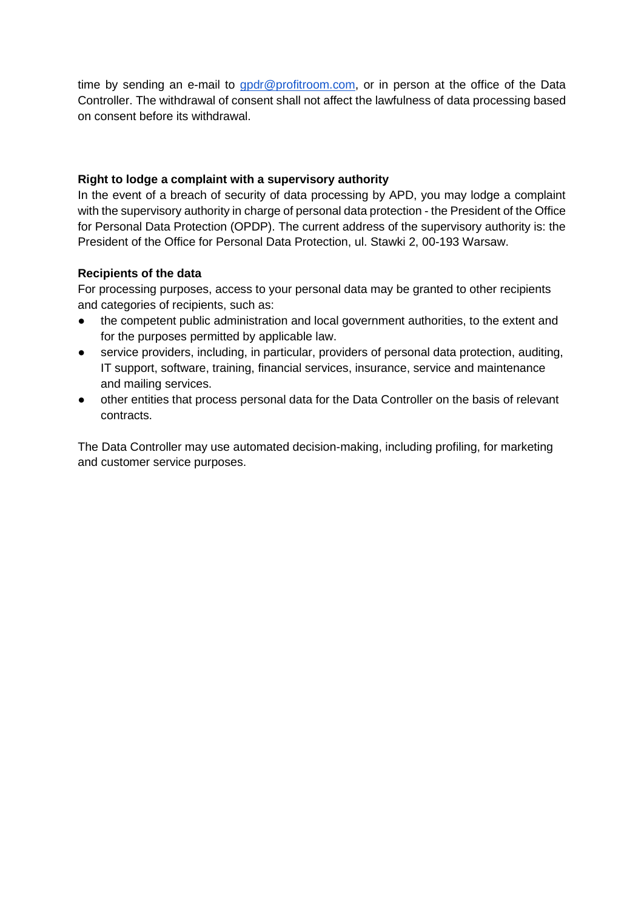time by sending an e-mail to gpdr@profitroom.com, or in person at the office of the Data Controller. The withdrawal of consent shall not affect the lawfulness of data processing based on consent before its withdrawal.

**Right to lodge a complaint with a supervisory authority**

In the event of a breach of security of data processing by APD, you may lodge a complaint with the supervisory authority in charge of personal data protection - the President of the Office for Personal Data Protection (OPDP). The current address of the supervisory authority is: the President of the Office for Personal Data Protection, ul. Stawki 2, 00-193 Warsaw.

**Recipients of the data**

For processing purposes, access to your personal data may be granted to other recipients and categories of recipients, such as:

- the competent public administration and local government authorities, to the extent and for the purposes permitted by applicable law.
- service providers, including, in particular, providers of personal data protection, auditing, IT support, software, training, financial services, insurance, service and maintenance and mailing services.
- other entities that process personal data for the Data Controller on the basis of relevant contracts.

The Data Controller may use automated decision-making, including profiling, for marketing and customer service purposes.